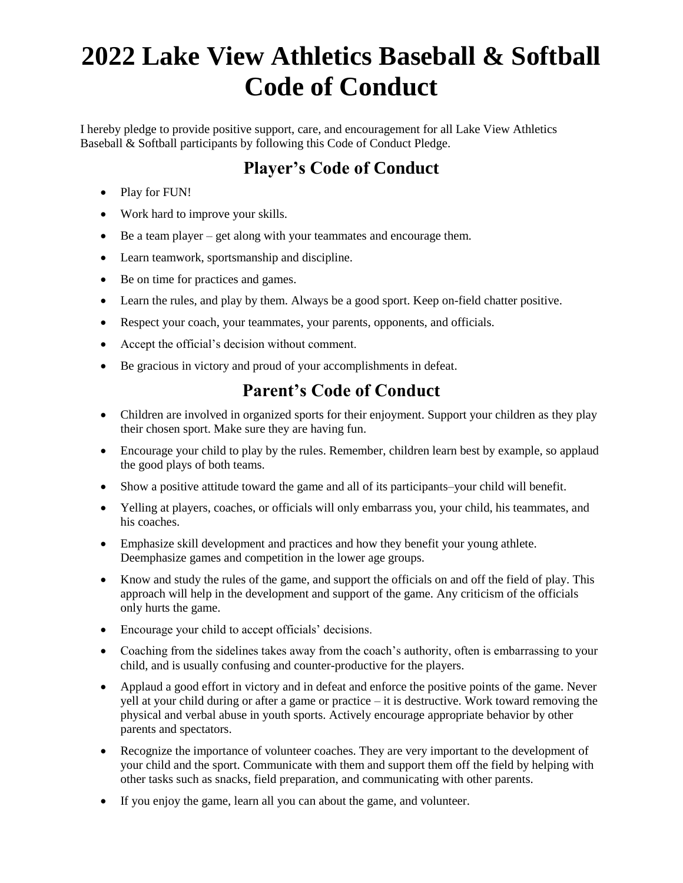# 2022 Lake View Athletics Baseball & Softball Code of Conduct

I hereby pledge to provide positive support, care, and encouragement for all Lake View Athletics Baseball & Softball participants by following this Code of Conduct Pledge.

## Player's Code of Conduct

- Play for FUN!
- Work hard to improve your skills.
- Be a team player – get along with your teammates and encourage them.
- Learn teamwork, sportsmanship and discipline.
- Be on time for practices and games.
- Learn the rules, and play by them. Always be a good sport. Keep on-field chatter positive.
- Respect your coach, your teammates, your parents, opponents, and officials.
- Accept the official's decision without comment.
- Be gracious in victory and proud of your accomplishments in defeat.

## Parent's Code of Conduct

- Children are involved in organized sports for their enjoyment. Support your children as they play their chosen sport. Make sure they are having fun.
- Encourage your child to play by the rules. Remember, children learn best by example, so applaud the good plays of both teams.
- Show a positive attitude toward the game and all of its participants–your child will benefit.
- Yelling at players, coaches, or officials will only embarrass you, your child, his teammates, and his coaches.
- Emphasize skill development and practices and how they benefit your young athlete. Deemphasize games and competition in the lower age groups.
- Know and study the rules of the game, and support the officials on and off the field of play. This approach will help in the development and support of the game. Any criticism of the officials only hurts the game.
- Encourage your child to accept officials' decisions.
- Coaching from the sidelines takes away from the coach's authority, often is embarrassing to your child, and is usually confusing and counter-productive for the players.
- Applaud a good effort in victory and in defeat and enforce the positive points of the game. Never yell at your child during or after a game or practice – it is destructive. Work toward removing the physical and verbal abuse in youth sports. Actively encourage appropriate behavior by other parents and spectators.
- Recognize the importance of volunteer coaches. They are very important to the development of your child and the sport. Communicate with them and support them off the field by helping with other tasks such as snacks, field preparation, and communicating with other parents.
- If you enjoy the game, learn all you can about the game, and volunteer.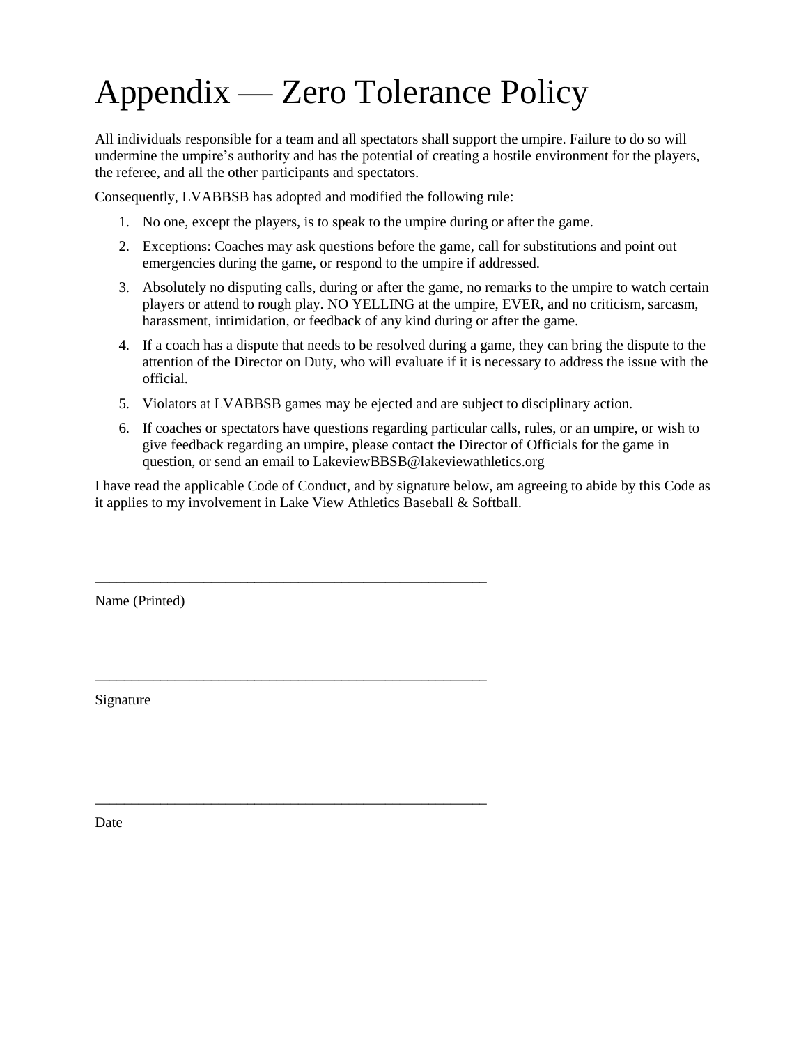# Appendix — Zero Tolerance Policy

All individuals responsible for a team and all spectators shall support the umpire. Failure to do so will undermine the umpire's authority and has the potential of creating a hostile environment for the players, the referee, and all the other participants and spectators.

Consequently, LVABBSB has adopted and modified the following rule:

1. No one, except the players, is to speak to the umpire during or after the game.
2. Exceptions: Coaches may ask questions before the game, call for substitutions and point out emergencies during the game, or respond to the umpire if addressed.
3. Absolutely no disputing calls, during or after the game, no remarks to the umpire to watch certain players or attend to rough play. NO YELLING at the umpire, EVER, and no criticism, sarcasm, harassment, intimidation, or feedback of any kind during or after the game.
4. If a coach has a dispute that needs to be resolved during a game, they can bring the dispute to the attention of the Director on Duty, who will evaluate if it is necessary to address the issue with the official.
5. Violators at LVABBSB games may be ejected and are subject to disciplinary action.
6. If coaches or spectators have questions regarding particular calls, rules, or an umpire, or wish to give feedback regarding an umpire, please contact the Director of Officials for the game in question, or send an email to LakeviewBBSB@lakeviewathletics.org

I have read the applicable Code of Conduct, and by signature below, am agreeing to abide by this Code as it applies to my involvement in Lake View Athletics Baseball & Softball.

\_\_\_\_\_\_\_\_\_\_\_\_\_\_\_\_\_\_\_\_\_\_\_\_\_\_\_\_\_\_\_\_\_\_\_\_\_\_\_\_\_\_\_\_\_\_\_\_\_\_\_\_\_\_

Name (Printed)

\_\_\_\_\_\_\_\_\_\_\_\_\_\_\_\_\_\_\_\_\_\_\_\_\_\_\_\_\_\_\_\_\_\_\_\_\_\_\_\_\_\_\_\_\_\_\_\_\_\_\_\_\_\_

Signature

\_\_\_\_\_\_\_\_\_\_\_\_\_\_\_\_\_\_\_\_\_\_\_\_\_\_\_\_\_\_\_\_\_\_\_\_\_\_\_\_\_\_\_\_\_\_\_\_\_\_\_\_\_\_

Date